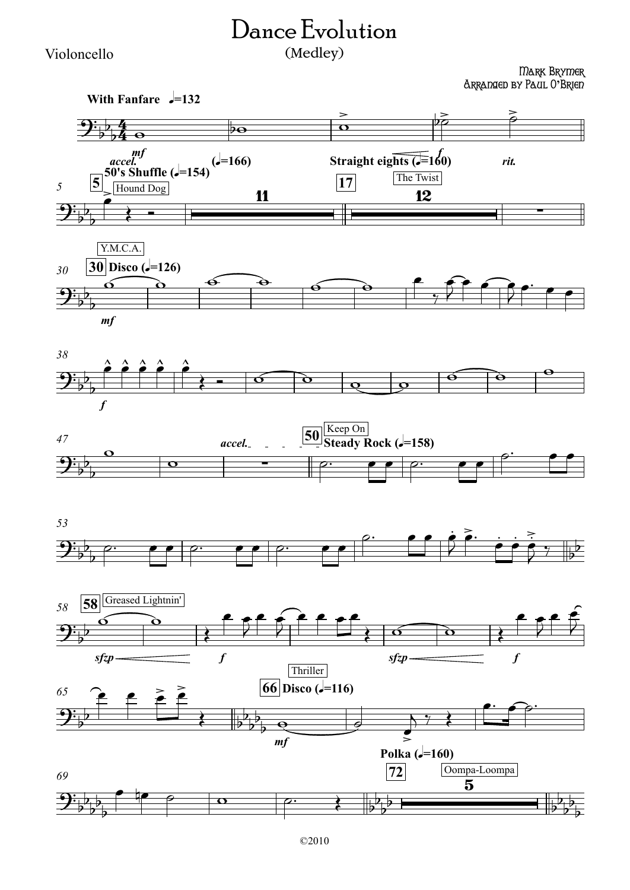# Dance Evolution

(Medley)

Violoncello

Mark Brymer

Arranged by Paul O'Brien

©2010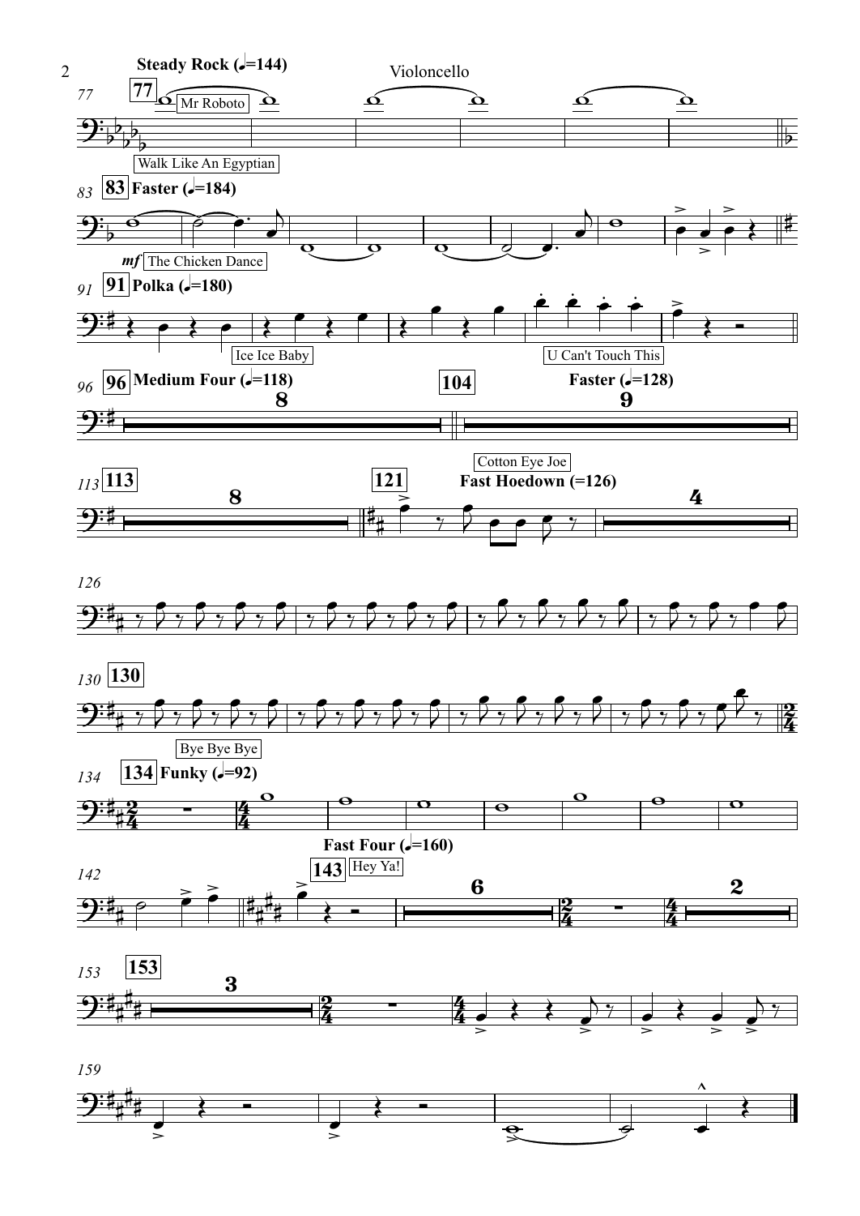Violoncello

**Steady Rock (♩=144)**

77 Mr Roboto

Walk Like An Egyptian

83 **Faster (♩=184)**

*mf* The Chicken Dance

91 **Polka (♩=180)**

Ice Ice Baby

U Can't Touch This

96 **Medium Four (♩=118)**

104 **Faster (♩=128)**

113

121 Cotton Eye Joe

**Fast Hoedown (=126)**

130

Bye Bye Bye

134 **Funky (♩=92)**

**Fast Four (♩=160)**

143 Hey Ya!

153